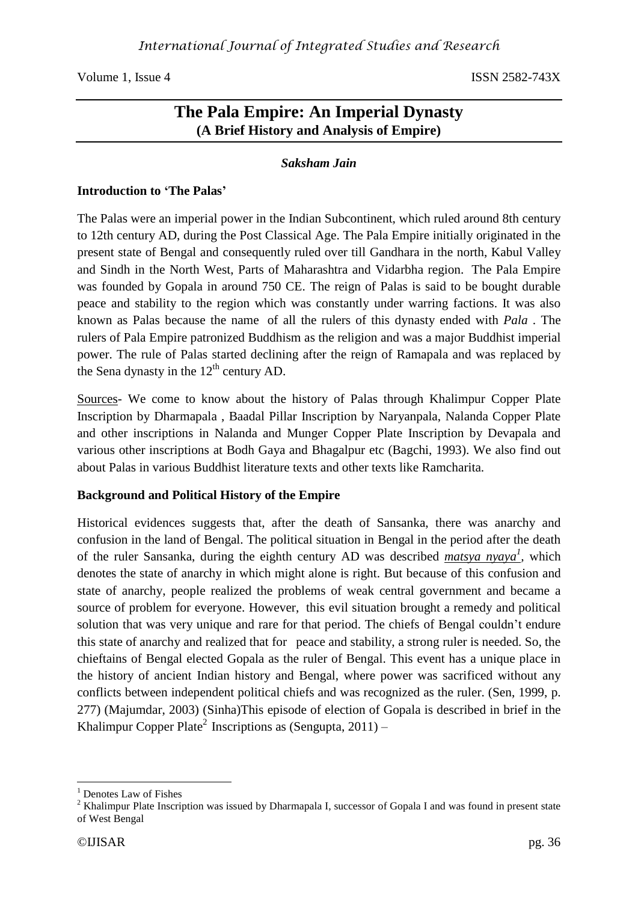# The Pala Empire: An Imperial Dynasty

**(A Brief History and Analysis of Empire)**

***Saksham Jain***

**Introduction to 'The Palas'**

The Palas were an imperial power in the Indian Subcontinent, which ruled around 8th century to 12th century AD, during the Post Classical Age. The Pala Empire initially originated in the present state of Bengal and consequently ruled over till Gandhara in the north, Kabul Valley and Sindh in the North West, Parts of Maharashtra and Vidarbha region. The Pala Empire was founded by Gopala in around 750 CE. The reign of Palas is said to be bought durable peace and stability to the region which was constantly under warring factions. It was also known as Palas because the name of all the rulers of this dynasty ended with *Pala* . The rulers of Pala Empire patronized Buddhism as the religion and was a major Buddhist imperial power. The rule of Palas started declining after the reign of Ramapala and was replaced by the Sena dynasty in the 12th century AD.

<u>Sources</u>- We come to know about the history of Palas through Khalimpur Copper Plate Inscription by Dharmapala , Baadal Pillar Inscription by Naryanpala, Nalanda Copper Plate and other inscriptions in Nalanda and Munger Copper Plate Inscription by Devapala and various other inscriptions at Bodh Gaya and Bhagalpur etc (Bagchi, 1993). We also find out about Palas in various Buddhist literature texts and other texts like Ramcharita.

**Background and Political History of the Empire**

Historical evidences suggests that, after the death of Sansanka, there was anarchy and confusion in the land of Bengal. The political situation in Bengal in the period after the death of the ruler Sansanka, during the eighth century AD was described ***<u>matsya nyaya</u>***[1], which denotes the state of anarchy in which might alone is right. But because of this confusion and state of anarchy, people realized the problems of weak central government and became a source of problem for everyone. However, this evil situation brought a remedy and political solution that was very unique and rare for that period. The chiefs of Bengal couldn't endure this state of anarchy and realized that for peace and stability, a strong ruler is needed. So, the chieftains of Bengal elected Gopala as the ruler of Bengal. This event has a unique place in the history of ancient Indian history and Bengal, where power was sacrificed without any conflicts between independent political chiefs and was recognized as the ruler. (Sen, 1999, p. 277) (Majumdar, 2003) (Sinha)This episode of election of Gopala is described in brief in the Khalimpur Copper Plate[2] Inscriptions as (Sengupta, 2011) –

---

[1] Denotes Law of Fishes

[2] Khalimpur Plate Inscription was issued by Dharmapala I, successor of Gopala I and was found in present state of West Bengal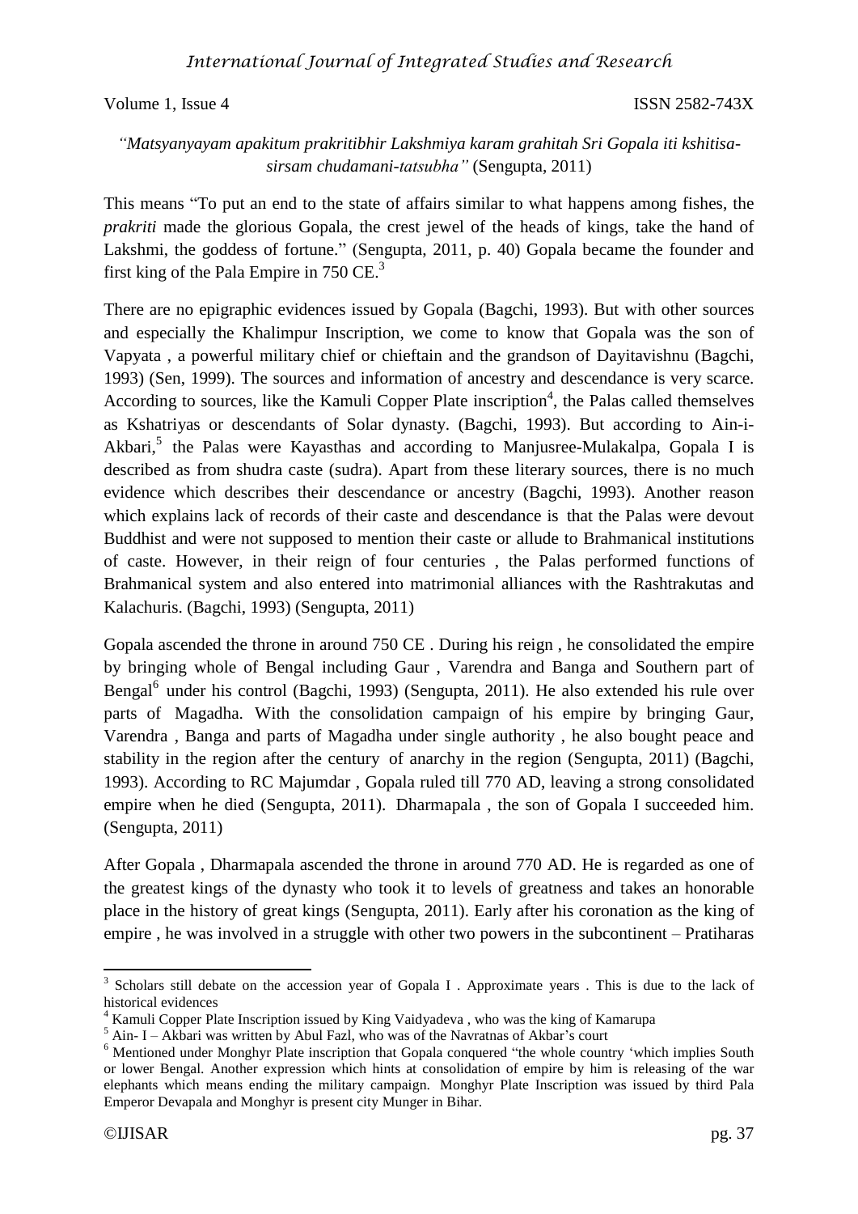*"Matsyanyayam apakitum prakritibhir Lakshmiya karam grahitah Sri Gopala iti kshitisa-sirsam chudamani-tatsubha"* (Sengupta, 2011)

This means "To put an end to the state of affairs similar to what happens among fishes, the *prakriti* made the glorious Gopala, the crest jewel of the heads of kings, take the hand of Lakshmi, the goddess of fortune." (Sengupta, 2011, p. 40) Gopala became the founder and first king of the Pala Empire in 750 CE.[3]

There are no epigraphic evidences issued by Gopala (Bagchi, 1993). But with other sources and especially the Khalimpur Inscription, we come to know that Gopala was the son of Vapyata , a powerful military chief or chieftain and the grandson of Dayitavishnu (Bagchi, 1993) (Sen, 1999). The sources and information of ancestry and descendance is very scarce. According to sources, like the Kamuli Copper Plate inscription[4], the Palas called themselves as Kshatriyas or descendants of Solar dynasty. (Bagchi, 1993). But according to Ain-i-Akbari,[5] the Palas were Kayasthas and according to Manjusree-Mulakalpa, Gopala I is described as from shudra caste (sudra). Apart from these literary sources, there is no much evidence which describes their descendance or ancestry (Bagchi, 1993). Another reason which explains lack of records of their caste and descendance is that the Palas were devout Buddhist and were not supposed to mention their caste or allude to Brahmanical institutions of caste. However, in their reign of four centuries , the Palas performed functions of Brahmanical system and also entered into matrimonial alliances with the Rashtrakutas and Kalachuris. (Bagchi, 1993) (Sengupta, 2011)

Gopala ascended the throne in around 750 CE . During his reign , he consolidated the empire by bringing whole of Bengal including Gaur , Varendra and Banga and Southern part of Bengal[6] under his control (Bagchi, 1993) (Sengupta, 2011). He also extended his rule over parts of Magadha. With the consolidation campaign of his empire by bringing Gaur, Varendra , Banga and parts of Magadha under single authority , he also bought peace and stability in the region after the century of anarchy in the region (Sengupta, 2011) (Bagchi, 1993). According to RC Majumdar , Gopala ruled till 770 AD, leaving a strong consolidated empire when he died (Sengupta, 2011). Dharmapala , the son of Gopala I succeeded him. (Sengupta, 2011)

After Gopala , Dharmapala ascended the throne in around 770 AD. He is regarded as one of the greatest kings of the dynasty who took it to levels of greatness and takes an honorable place in the history of great kings (Sengupta, 2011). Early after his coronation as the king of empire , he was involved in a struggle with other two powers in the subcontinent – Pratiharas

---

[3] Scholars still debate on the accession year of Gopala I . Approximate years . This is due to the lack of historical evidences

[4] Kamuli Copper Plate Inscription issued by King Vaidyadeva , who was the king of Kamarupa

[5] Ain- I – Akbari was written by Abul Fazl, who was of the Navratnas of Akbar's court

[6] Mentioned under Monghyr Plate inscription that Gopala conquered "the whole country 'which implies South or lower Bengal. Another expression which hints at consolidation of empire by him is releasing of the war elephants which means ending the military campaign. Monghyr Plate Inscription was issued by third Pala Emperor Devapala and Monghyr is present city Munger in Bihar.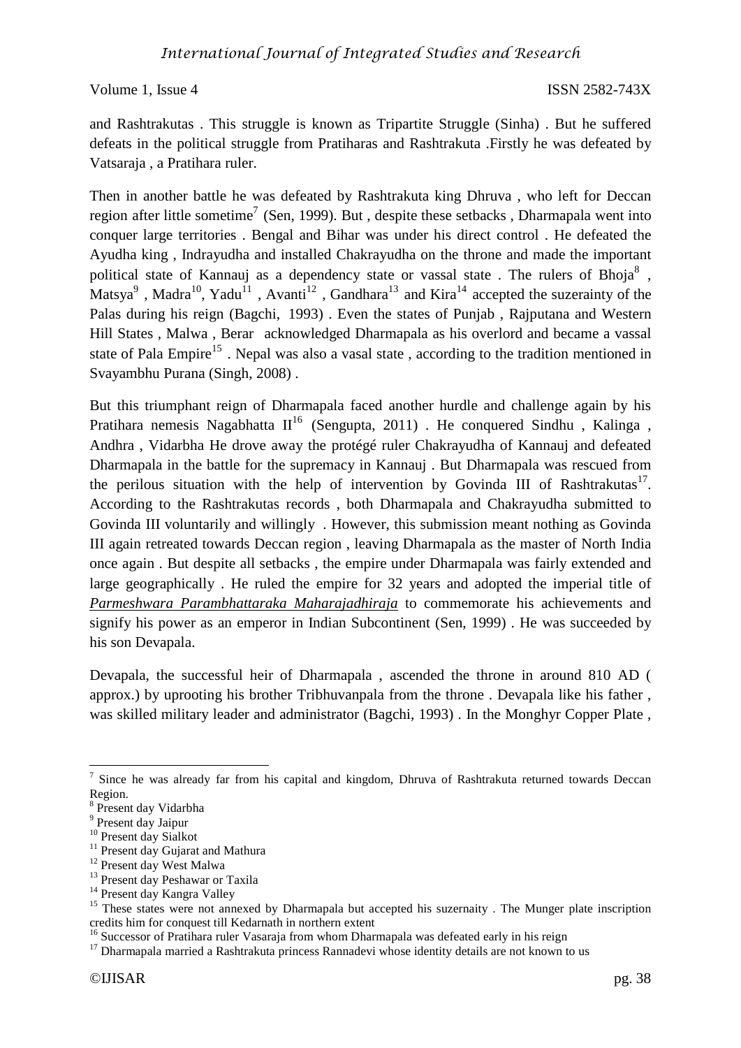and Rashtrakutas . This struggle is known as Tripartite Struggle (Sinha) . But he suffered defeats in the political struggle from Pratiharas and Rashtrakuta .Firstly he was defeated by Vatsaraja , a Pratihara ruler.

Then in another battle he was defeated by Rashtrakuta king Dhruva , who left for Deccan region after little sometime[7] (Sen, 1999). But , despite these setbacks , Dharmapala went into conquer large territories . Bengal and Bihar was under his direct control . He defeated the Ayudha king , Indrayudha and installed Chakrayudha on the throne and made the important political state of Kannauj as a dependency state or vassal state . The rulers of Bhoja[8] , Matsya[9] , Madra[10], Yadu[11] , Avanti[12] , Gandhara[13] and Kira[14] accepted the suzerainty of the Palas during his reign (Bagchi, 1993) . Even the states of Punjab , Rajputana and Western Hill States , Malwa , Berar acknowledged Dharmapala as his overlord and became a vassal state of Pala Empire[15] . Nepal was also a vasal state , according to the tradition mentioned in Svayambhu Purana (Singh, 2008) .

But this triumphant reign of Dharmapala faced another hurdle and challenge again by his Pratihara nemesis Nagabhatta II[16] (Sengupta, 2011) . He conquered Sindhu , Kalinga , Andhra , Vidarbha He drove away the protégé ruler Chakrayudha of Kannauj and defeated Dharmapala in the battle for the supremacy in Kannauj . But Dharmapala was rescued from the perilous situation with the help of intervention by Govinda III of Rashtrakutas[17]. According to the Rashtrakutas records , both Dharmapala and Chakrayudha submitted to Govinda III voluntarily and willingly . However, this submission meant nothing as Govinda III again retreated towards Deccan region , leaving Dharmapala as the master of North India once again . But despite all setbacks , the empire under Dharmapala was fairly extended and large geographically . He ruled the empire for 32 years and adopted the imperial title of *Parmeshwara Parambhattaraka Maharajadhiraja* to commemorate his achievements and signify his power as an emperor in Indian Subcontinent (Sen, 1999) . He was succeeded by his son Devapala.

Devapala, the successful heir of Dharmapala , ascended the throne in around 810 AD ( approx.) by uprooting his brother Tribhuvanpala from the throne . Devapala like his father , was skilled military leader and administrator (Bagchi, 1993) . In the Monghyr Copper Plate ,

---

[7] Since he was already far from his capital and kingdom, Dhruva of Rashtrakuta returned towards Deccan Region.

[8] Present day Vidarbha

[9] Present day Jaipur

[10] Present day Sialkot

[11] Present day Gujarat and Mathura

[12] Present day West Malwa

[13] Present day Peshawar or Taxila

[14] Present day Kangra Valley

[15] These states were not annexed by Dharmapala but accepted his suzernaity . The Munger plate inscription credits him for conquest till Kedarnath in northern extent

[16] Successor of Pratihara ruler Vasaraja from whom Dharmapala was defeated early in his reign

[17] Dharmapala married a Rashtrakuta princess Rannadevi whose identity details are not known to us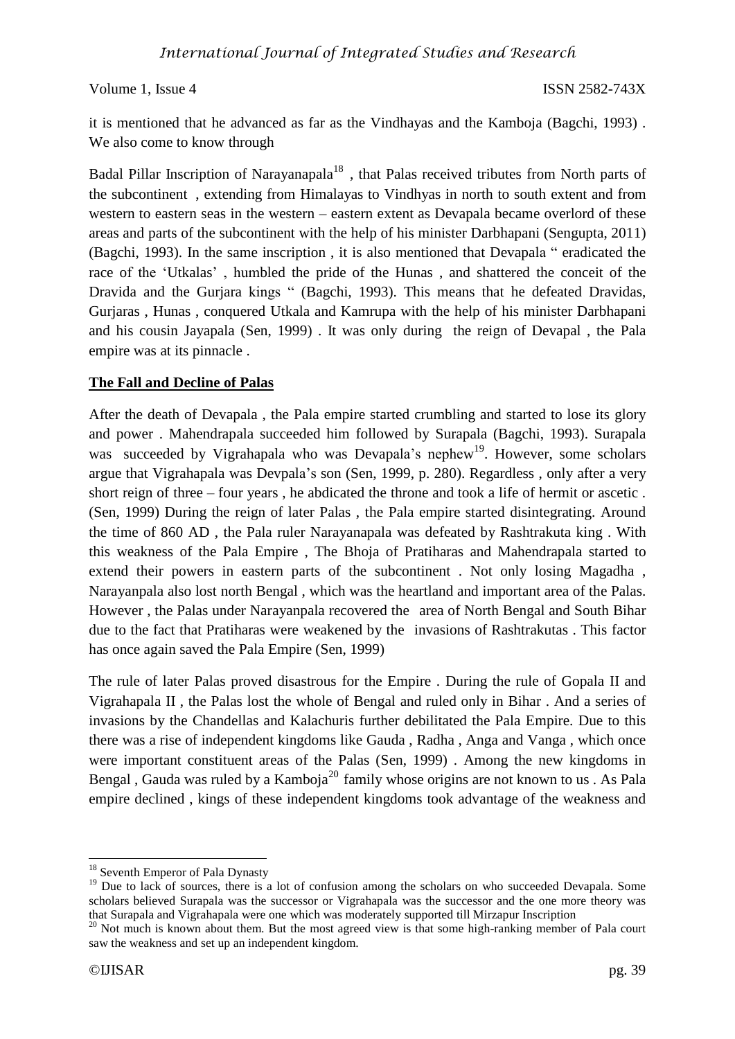it is mentioned that he advanced as far as the Vindhayas and the Kamboja (Bagchi, 1993) . We also come to know through

Badal Pillar Inscription of Narayanapala[18] , that Palas received tributes from North parts of the subcontinent , extending from Himalayas to Vindhyas in north to south extent and from western to eastern seas in the western – eastern extent as Devapala became overlord of these areas and parts of the subcontinent with the help of his minister Darbhapani (Sengupta, 2011) (Bagchi, 1993). In the same inscription , it is also mentioned that Devapala " eradicated the race of the 'Utkalas' , humbled the pride of the Hunas , and shattered the conceit of the Dravida and the Gurjara kings " (Bagchi, 1993). This means that he defeated Dravidas, Gurjaras , Hunas , conquered Utkala and Kamrupa with the help of his minister Darbhapani and his cousin Jayapala (Sen, 1999) . It was only during the reign of Devapal , the Pala empire was at its pinnacle .

**The Fall and Decline of Palas**

After the death of Devapala , the Pala empire started crumbling and started to lose its glory and power . Mahendrapala succeeded him followed by Surapala (Bagchi, 1993). Surapala was succeeded by Vigrahapala who was Devapala's nephew[19]. However, some scholars argue that Vigrahapala was Devpala's son (Sen, 1999, p. 280). Regardless , only after a very short reign of three – four years , he abdicated the throne and took a life of hermit or ascetic . (Sen, 1999) During the reign of later Palas , the Pala empire started disintegrating. Around the time of 860 AD , the Pala ruler Narayanapala was defeated by Rashtrakuta king . With this weakness of the Pala Empire , The Bhoja of Pratiharas and Mahendrapala started to extend their powers in eastern parts of the subcontinent . Not only losing Magadha , Narayanpala also lost north Bengal , which was the heartland and important area of the Palas. However , the Palas under Narayanpala recovered the area of North Bengal and South Bihar due to the fact that Pratiharas were weakened by the invasions of Rashtrakutas . This factor has once again saved the Pala Empire (Sen, 1999)

The rule of later Palas proved disastrous for the Empire . During the rule of Gopala II and Vigrahapala II , the Palas lost the whole of Bengal and ruled only in Bihar . And a series of invasions by the Chandellas and Kalachuris further debilitated the Pala Empire. Due to this there was a rise of independent kingdoms like Gauda , Radha , Anga and Vanga , which once were important constituent areas of the Palas (Sen, 1999) . Among the new kingdoms in Bengal , Gauda was ruled by a Kamboja[20] family whose origins are not known to us . As Pala empire declined , kings of these independent kingdoms took advantage of the weakness and

---

[18] Seventh Emperor of Pala Dynasty

[19] Due to lack of sources, there is a lot of confusion among the scholars on who succeeded Devapala. Some scholars believed Surapala was the successor or Vigrahapala was the successor and the one more theory was that Surapala and Vigrahapala were one which was moderately supported till Mirzapur Inscription

[20] Not much is known about them. But the most agreed view is that some high-ranking member of Pala court saw the weakness and set up an independent kingdom.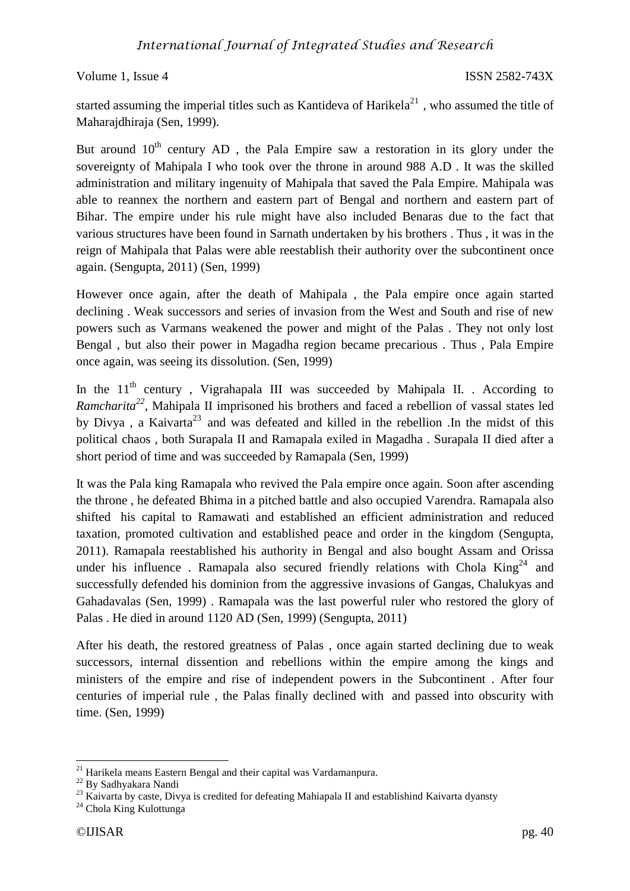started assuming the imperial titles such as Kantideva of Harikela[21] , who assumed the title of Maharajdhiraja (Sen, 1999).

But around 10th century AD , the Pala Empire saw a restoration in its glory under the sovereignty of Mahipala I who took over the throne in around 988 A.D . It was the skilled administration and military ingenuity of Mahipala that saved the Pala Empire. Mahipala was able to reannex the northern and eastern part of Bengal and northern and eastern part of Bihar. The empire under his rule might have also included Benaras due to the fact that various structures have been found in Sarnath undertaken by his brothers . Thus , it was in the reign of Mahipala that Palas were able reestablish their authority over the subcontinent once again. (Sengupta, 2011) (Sen, 1999)

However once again, after the death of Mahipala , the Pala empire once again started declining . Weak successors and series of invasion from the West and South and rise of new powers such as Varmans weakened the power and might of the Palas . They not only lost Bengal , but also their power in Magadha region became precarious . Thus , Pala Empire once again, was seeing its dissolution. (Sen, 1999)

In the 11th century , Vigrahapala III was succeeded by Mahipala II. . According to *Ramcharita*[22], Mahipala II imprisoned his brothers and faced a rebellion of vassal states led by Divya , a Kaivarta[23] and was defeated and killed in the rebellion .In the midst of this political chaos , both Surapala II and Ramapala exiled in Magadha . Surapala II died after a short period of time and was succeeded by Ramapala (Sen, 1999)

It was the Pala king Ramapala who revived the Pala empire once again. Soon after ascending the throne , he defeated Bhima in a pitched battle and also occupied Varendra. Ramapala also shifted his capital to Ramawati and established an efficient administration and reduced taxation, promoted cultivation and established peace and order in the kingdom (Sengupta, 2011). Ramapala reestablished his authority in Bengal and also bought Assam and Orissa under his influence . Ramapala also secured friendly relations with Chola King[24] and successfully defended his dominion from the aggressive invasions of Gangas, Chalukyas and Gahadavalas (Sen, 1999) . Ramapala was the last powerful ruler who restored the glory of Palas . He died in around 1120 AD (Sen, 1999) (Sengupta, 2011)

After his death, the restored greatness of Palas , once again started declining due to weak successors, internal dissention and rebellions within the empire among the kings and ministers of the empire and rise of independent powers in the Subcontinent . After four centuries of imperial rule , the Palas finally declined with and passed into obscurity with time. (Sen, 1999)

---

[21] Harikela means Eastern Bengal and their capital was Vardamanpura.
[22] By Sadhyakara Nandi
[23] Kaivarta by caste, Divya is credited for defeating Mahiapala II and establishind Kaivarta dyansty
[24] Chola King Kulottunga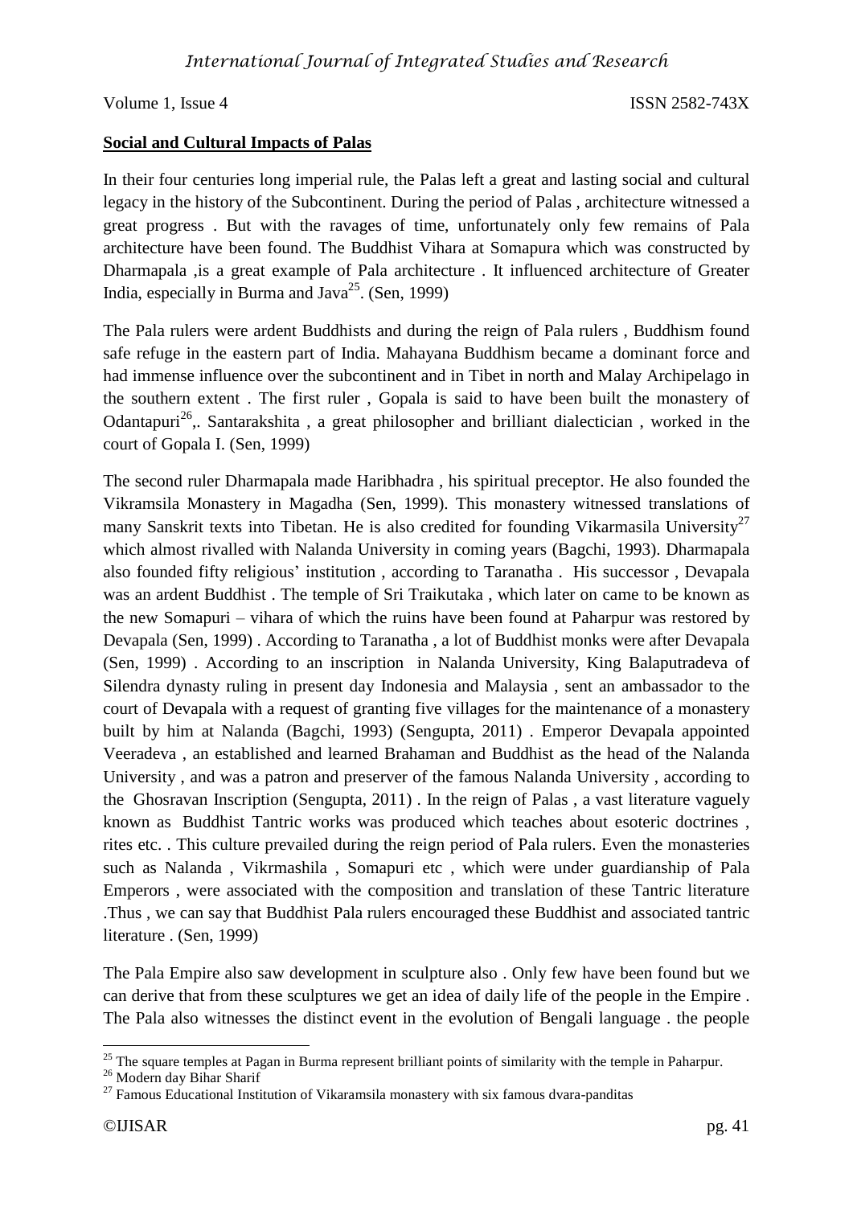**Social and Cultural Impacts of Palas**

In their four centuries long imperial rule, the Palas left a great and lasting social and cultural legacy in the history of the Subcontinent. During the period of Palas , architecture witnessed a great progress . But with the ravages of time, unfortunately only few remains of Pala architecture have been found. The Buddhist Vihara at Somapura which was constructed by Dharmapala ,is a great example of Pala architecture . It influenced architecture of Greater India, especially in Burma and Java[25]. (Sen, 1999)

The Pala rulers were ardent Buddhists and during the reign of Pala rulers , Buddhism found safe refuge in the eastern part of India. Mahayana Buddhism became a dominant force and had immense influence over the subcontinent and in Tibet in north and Malay Archipelago in the southern extent . The first ruler , Gopala is said to have been built the monastery of Odantapuri[26],. Santarakshita , a great philosopher and brilliant dialectician , worked in the court of Gopala I. (Sen, 1999)

The second ruler Dharmapala made Haribhadra , his spiritual preceptor. He also founded the Vikramsila Monastery in Magadha (Sen, 1999). This monastery witnessed translations of many Sanskrit texts into Tibetan. He is also credited for founding Vikarmasila University[27] which almost rivalled with Nalanda University in coming years (Bagchi, 1993). Dharmapala also founded fifty religious' institution , according to Taranatha . His successor , Devapala was an ardent Buddhist . The temple of Sri Traikutaka , which later on came to be known as the new Somapuri – vihara of which the ruins have been found at Paharpur was restored by Devapala (Sen, 1999) . According to Taranatha , a lot of Buddhist monks were after Devapala (Sen, 1999) . According to an inscription in Nalanda University, King Balaputradeva of Silendra dynasty ruling in present day Indonesia and Malaysia , sent an ambassador to the court of Devapala with a request of granting five villages for the maintenance of a monastery built by him at Nalanda (Bagchi, 1993) (Sengupta, 2011) . Emperor Devapala appointed Veeradeva , an established and learned Brahaman and Buddhist as the head of the Nalanda University , and was a patron and preserver of the famous Nalanda University , according to the Ghosravan Inscription (Sengupta, 2011) . In the reign of Palas , a vast literature vaguely known as Buddhist Tantric works was produced which teaches about esoteric doctrines , rites etc. . This culture prevailed during the reign period of Pala rulers. Even the monasteries such as Nalanda , Vikrmashila , Somapuri etc , which were under guardianship of Pala Emperors , were associated with the composition and translation of these Tantric literature .Thus , we can say that Buddhist Pala rulers encouraged these Buddhist and associated tantric literature . (Sen, 1999)

The Pala Empire also saw development in sculpture also . Only few have been found but we can derive that from these sculptures we get an idea of daily life of the people in the Empire . The Pala also witnesses the distinct event in the evolution of Bengali language . the people

---

[25] The square temples at Pagan in Burma represent brilliant points of similarity with the temple in Paharpur.

[26] Modern day Bihar Sharif

[27] Famous Educational Institution of Vikaramsila monastery with six famous dvara-panditas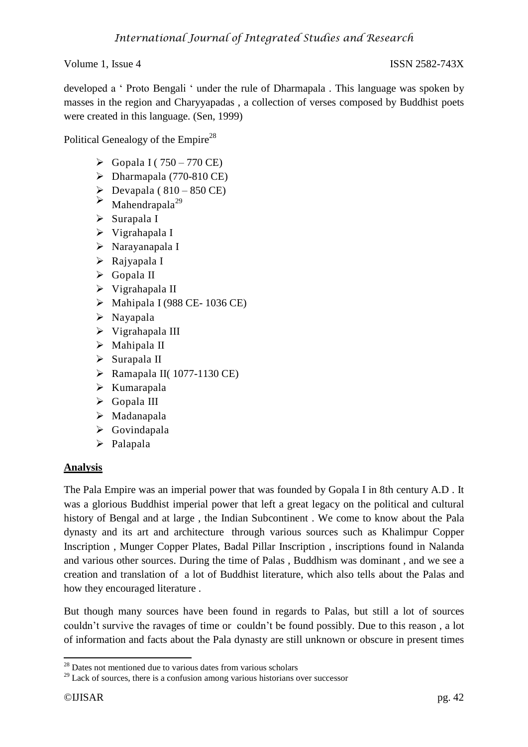developed a ' Proto Bengali ' under the rule of Dharmapala . This language was spoken by masses in the region and Charyyapadas , a collection of verses composed by Buddhist poets were created in this language. (Sen, 1999)

Political Genealogy of the Empire[28]

- Gopala I ( 750 – 770 CE)
- Dharmapala (770-810 CE)
- Devapala ( 810 – 850 CE)
- Mahendrapala[29]
- Surapala I
- Vigrahapala I
- Narayanapala I
- Rajyapala I
- Gopala II
- Vigrahapala II
- Mahipala I (988 CE- 1036 CE)
- Nayapala
- Vigrahapala III
- Mahipala II
- Surapala II
- Ramapala II( 1077-1130 CE)
- Kumarapala
- Gopala III
- Madanapala
- Govindapala
- Palapala

## Analysis

The Pala Empire was an imperial power that was founded by Gopala I in 8th century A.D . It was a glorious Buddhist imperial power that left a great legacy on the political and cultural history of Bengal and at large , the Indian Subcontinent . We come to know about the Pala dynasty and its art and architecture through various sources such as Khalimpur Copper Inscription , Munger Copper Plates, Badal Pillar Inscription , inscriptions found in Nalanda and various other sources. During the time of Palas , Buddhism was dominant , and we see a creation and translation of a lot of Buddhist literature, which also tells about the Palas and how they encouraged literature .

But though many sources have been found in regards to Palas, but still a lot of sources couldn't survive the ravages of time or couldn't be found possibly. Due to this reason , a lot of information and facts about the Pala dynasty are still unknown or obscure in present times

[28] Dates not mentioned due to various dates from various scholars

[29] Lack of sources, there is a confusion among various historians over successor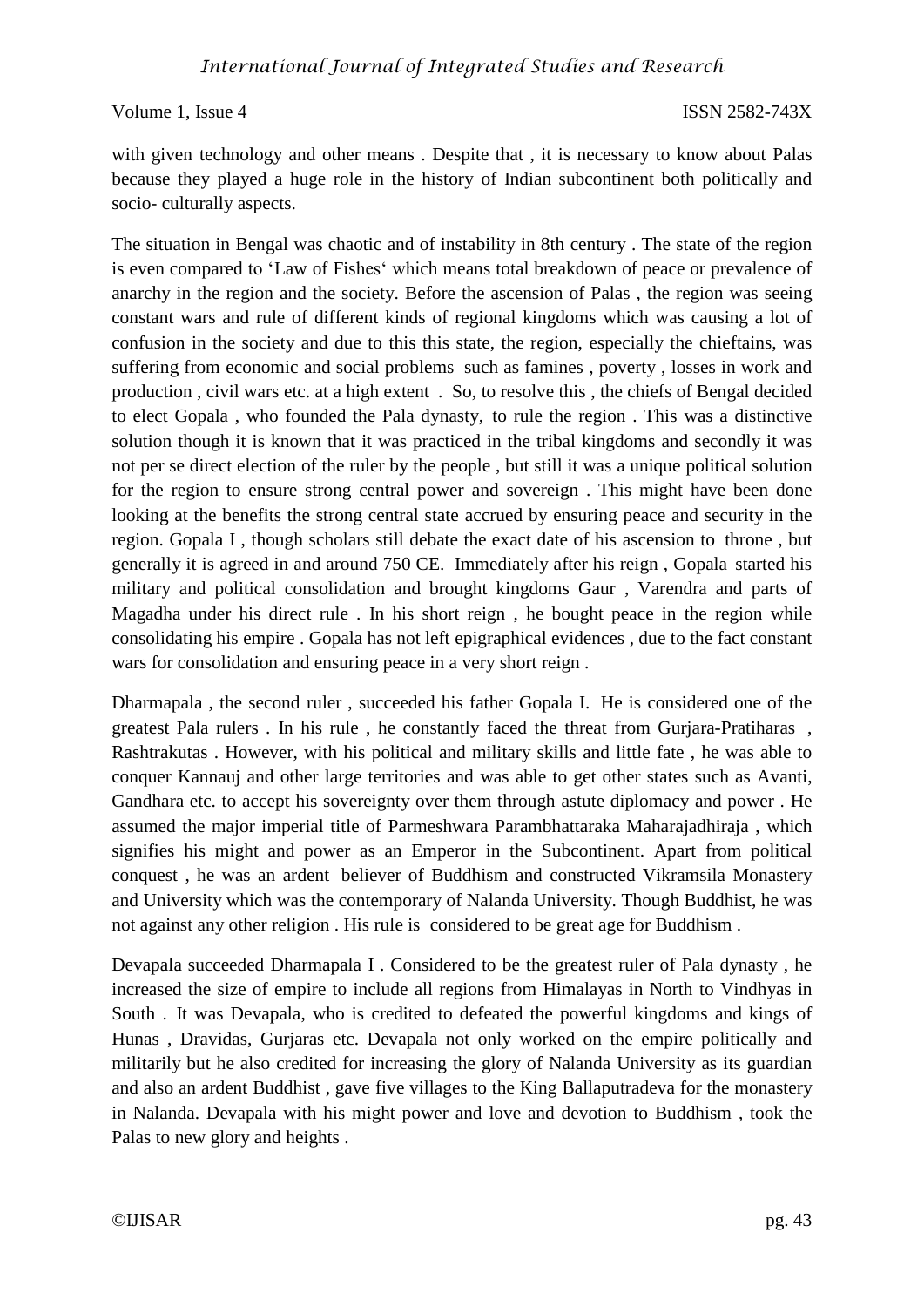with given technology and other means . Despite that , it is necessary to know about Palas because they played a huge role in the history of Indian subcontinent both politically and socio- culturally aspects.

The situation in Bengal was chaotic and of instability in 8th century . The state of the region is even compared to 'Law of Fishes' which means total breakdown of peace or prevalence of anarchy in the region and the society. Before the ascension of Palas , the region was seeing constant wars and rule of different kinds of regional kingdoms which was causing a lot of confusion in the society and due to this this state, the region, especially the chieftains, was suffering from economic and social problems such as famines , poverty , losses in work and production , civil wars etc. at a high extent . So, to resolve this , the chiefs of Bengal decided to elect Gopala , who founded the Pala dynasty, to rule the region . This was a distinctive solution though it is known that it was practiced in the tribal kingdoms and secondly it was not per se direct election of the ruler by the people , but still it was a unique political solution for the region to ensure strong central power and sovereign . This might have been done looking at the benefits the strong central state accrued by ensuring peace and security in the region. Gopala I , though scholars still debate the exact date of his ascension to throne , but generally it is agreed in and around 750 CE. Immediately after his reign , Gopala started his military and political consolidation and brought kingdoms Gaur , Varendra and parts of Magadha under his direct rule . In his short reign , he bought peace in the region while consolidating his empire . Gopala has not left epigraphical evidences , due to the fact constant wars for consolidation and ensuring peace in a very short reign .

Dharmapala , the second ruler , succeeded his father Gopala I. He is considered one of the greatest Pala rulers . In his rule , he constantly faced the threat from Gurjara-Pratiharas , Rashtrakutas . However, with his political and military skills and little fate , he was able to conquer Kannauj and other large territories and was able to get other states such as Avanti, Gandhara etc. to accept his sovereignty over them through astute diplomacy and power . He assumed the major imperial title of Parmeshwara Parambhattaraka Maharajadhiraja , which signifies his might and power as an Emperor in the Subcontinent. Apart from political conquest , he was an ardent believer of Buddhism and constructed Vikramsila Monastery and University which was the contemporary of Nalanda University. Though Buddhist, he was not against any other religion . His rule is considered to be great age for Buddhism .

Devapala succeeded Dharmapala I . Considered to be the greatest ruler of Pala dynasty , he increased the size of empire to include all regions from Himalayas in North to Vindhyas in South . It was Devapala, who is credited to defeated the powerful kingdoms and kings of Hunas , Dravidas, Gurjaras etc. Devapala not only worked on the empire politically and militarily but he also credited for increasing the glory of Nalanda University as its guardian and also an ardent Buddhist , gave five villages to the King Ballaputradeva for the monastery in Nalanda. Devapala with his might power and love and devotion to Buddhism , took the Palas to new glory and heights .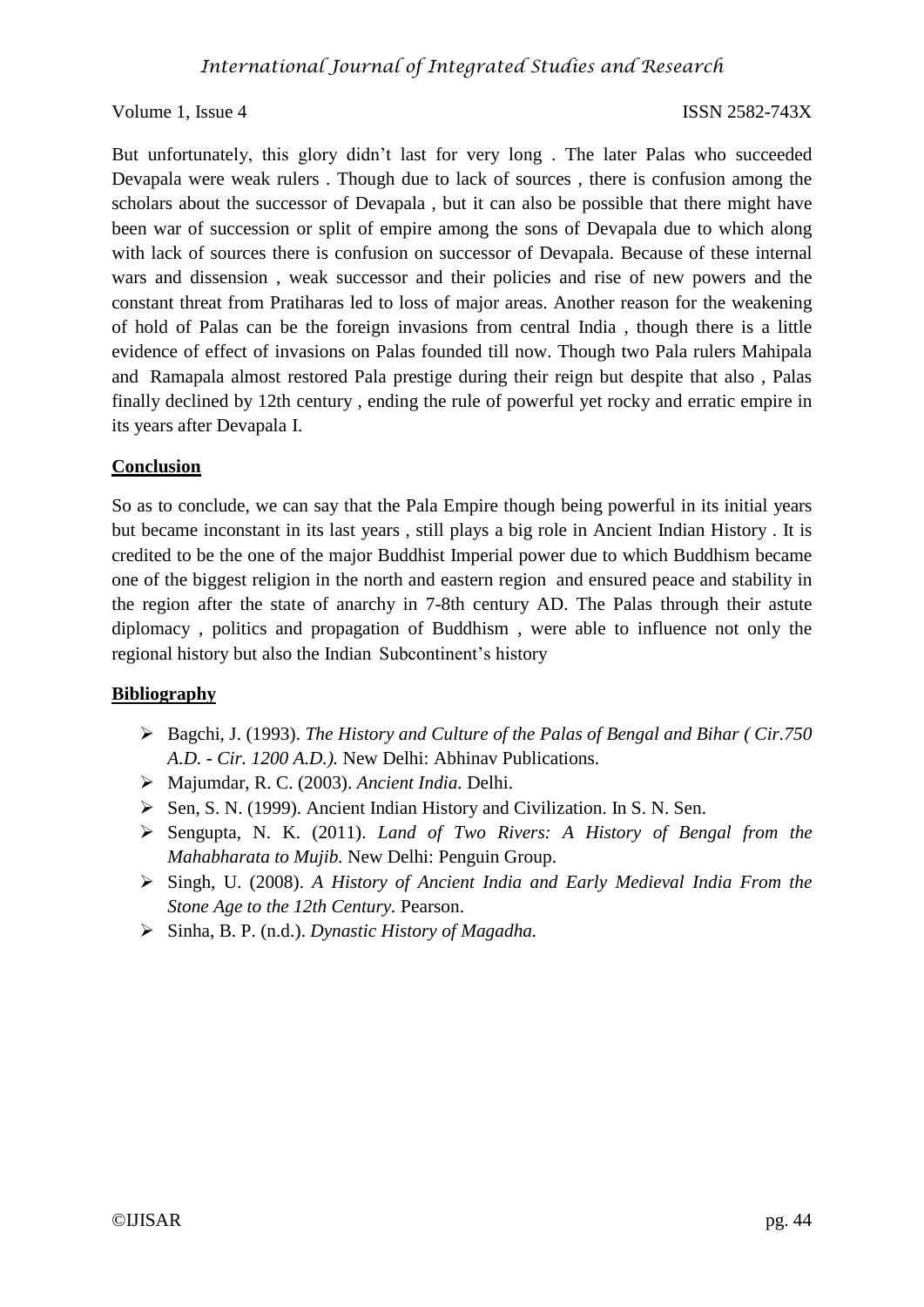But unfortunately, this glory didn't last for very long . The later Palas who succeeded Devapala were weak rulers . Though due to lack of sources , there is confusion among the scholars about the successor of Devapala , but it can also be possible that there might have been war of succession or split of empire among the sons of Devapala due to which along with lack of sources there is confusion on successor of Devapala. Because of these internal wars and dissension , weak successor and their policies and rise of new powers and the constant threat from Pratiharas led to loss of major areas. Another reason for the weakening of hold of Palas can be the foreign invasions from central India , though there is a little evidence of effect of invasions on Palas founded till now. Though two Pala rulers Mahipala and Ramapala almost restored Pala prestige during their reign but despite that also , Palas finally declined by 12th century , ending the rule of powerful yet rocky and erratic empire in its years after Devapala I.

## Conclusion

So as to conclude, we can say that the Pala Empire though being powerful in its initial years but became inconstant in its last years , still plays a big role in Ancient Indian History . It is credited to be the one of the major Buddhist Imperial power due to which Buddhism became one of the biggest religion in the north and eastern region and ensured peace and stability in the region after the state of anarchy in 7-8th century AD. The Palas through their astute diplomacy , politics and propagation of Buddhism , were able to influence not only the regional history but also the Indian Subcontinent's history

## Bibliography

- Bagchi, J. (1993). *The History and Culture of the Palas of Bengal and Bihar ( Cir.750 A.D. - Cir. 1200 A.D.).* New Delhi: Abhinav Publications.
- Majumdar, R. C. (2003). *Ancient India.* Delhi.
- Sen, S. N. (1999). Ancient Indian History and Civilization. In S. N. Sen.
- Sengupta, N. K. (2011). *Land of Two Rivers: A History of Bengal from the Mahabharata to Mujib.* New Delhi: Penguin Group.
- Singh, U. (2008). *A History of Ancient India and Early Medieval India From the Stone Age to the 12th Century.* Pearson.
- Sinha, B. P. (n.d.). *Dynastic History of Magadha.*